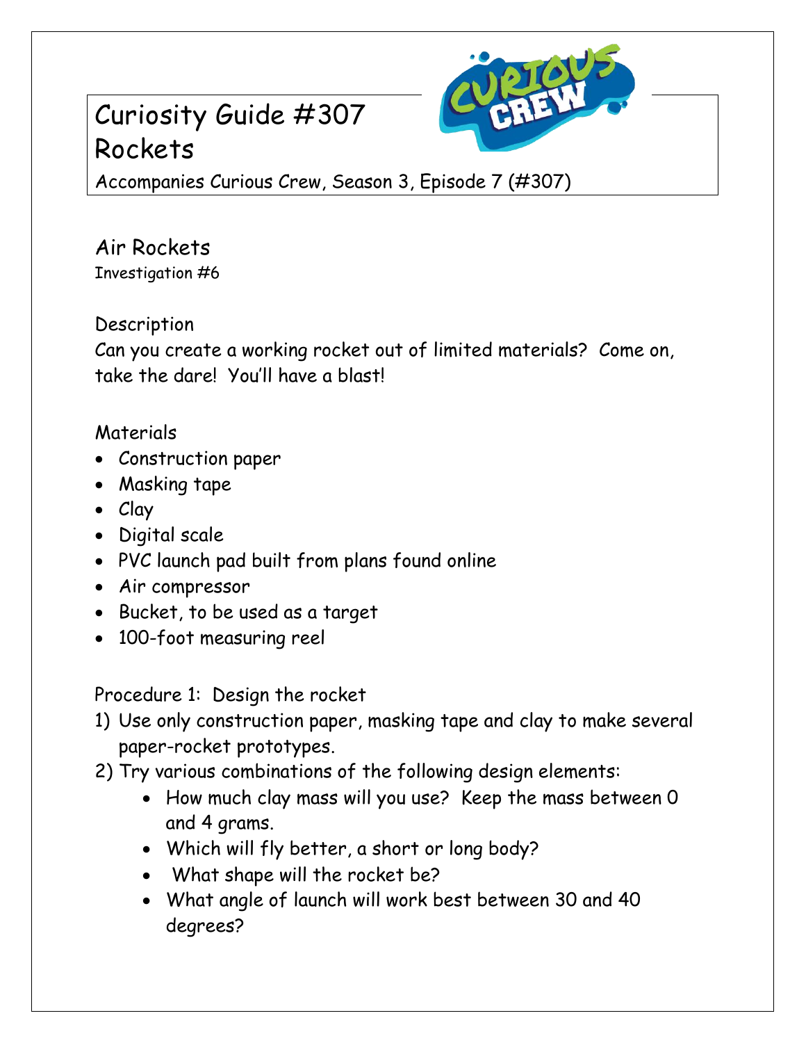# Curiosity Guide #307
# Rockets

Accompanies Curious Crew, Season 3, Episode 7 (#307)

## Air Rockets

Investigation #6

### Description

Can you create a working rocket out of limited materials? Come on, take the dare! You'll have a blast!

### Materials

- Construction paper
- Masking tape
- Clay
- Digital scale
- PVC launch pad built from plans found online
- Air compressor
- Bucket, to be used as a target
- 100-foot measuring reel

### Procedure 1: Design the rocket

1) Use only construction paper, masking tape and clay to make several paper-rocket prototypes.
2) Try various combinations of the following design elements:
    - How much clay mass will you use? Keep the mass between 0 and 4 grams.
    - Which will fly better, a short or long body?
    - What shape will the rocket be?
    - What angle of launch will work best between 30 and 40 degrees?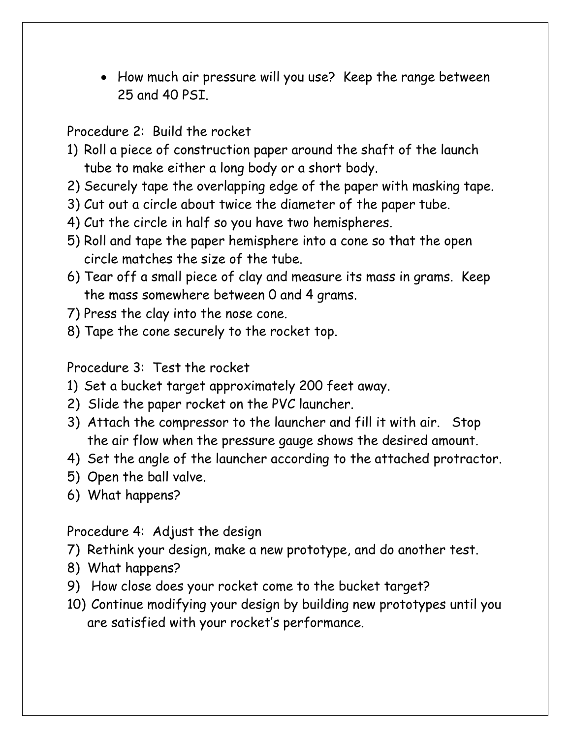- How much air pressure will you use? Keep the range between 25 and 40 PSI.

Procedure 2: Build the rocket

1) Roll a piece of construction paper around the shaft of the launch tube to make either a long body or a short body.
2) Securely tape the overlapping edge of the paper with masking tape.
3) Cut out a circle about twice the diameter of the paper tube.
4) Cut the circle in half so you have two hemispheres.
5) Roll and tape the paper hemisphere into a cone so that the open circle matches the size of the tube.
6) Tear off a small piece of clay and measure its mass in grams. Keep the mass somewhere between 0 and 4 grams.
7) Press the clay into the nose cone.
8) Tape the cone securely to the rocket top.

Procedure 3: Test the rocket

1) Set a bucket target approximately 200 feet away.
2) Slide the paper rocket on the PVC launcher.
3) Attach the compressor to the launcher and fill it with air. Stop the air flow when the pressure gauge shows the desired amount.
4) Set the angle of the launcher according to the attached protractor.
5) Open the ball valve.
6) What happens?

Procedure 4: Adjust the design

7) Rethink your design, make a new prototype, and do another test.
8) What happens?
9) How close does your rocket come to the bucket target?
10) Continue modifying your design by building new prototypes until you are satisfied with your rocket's performance.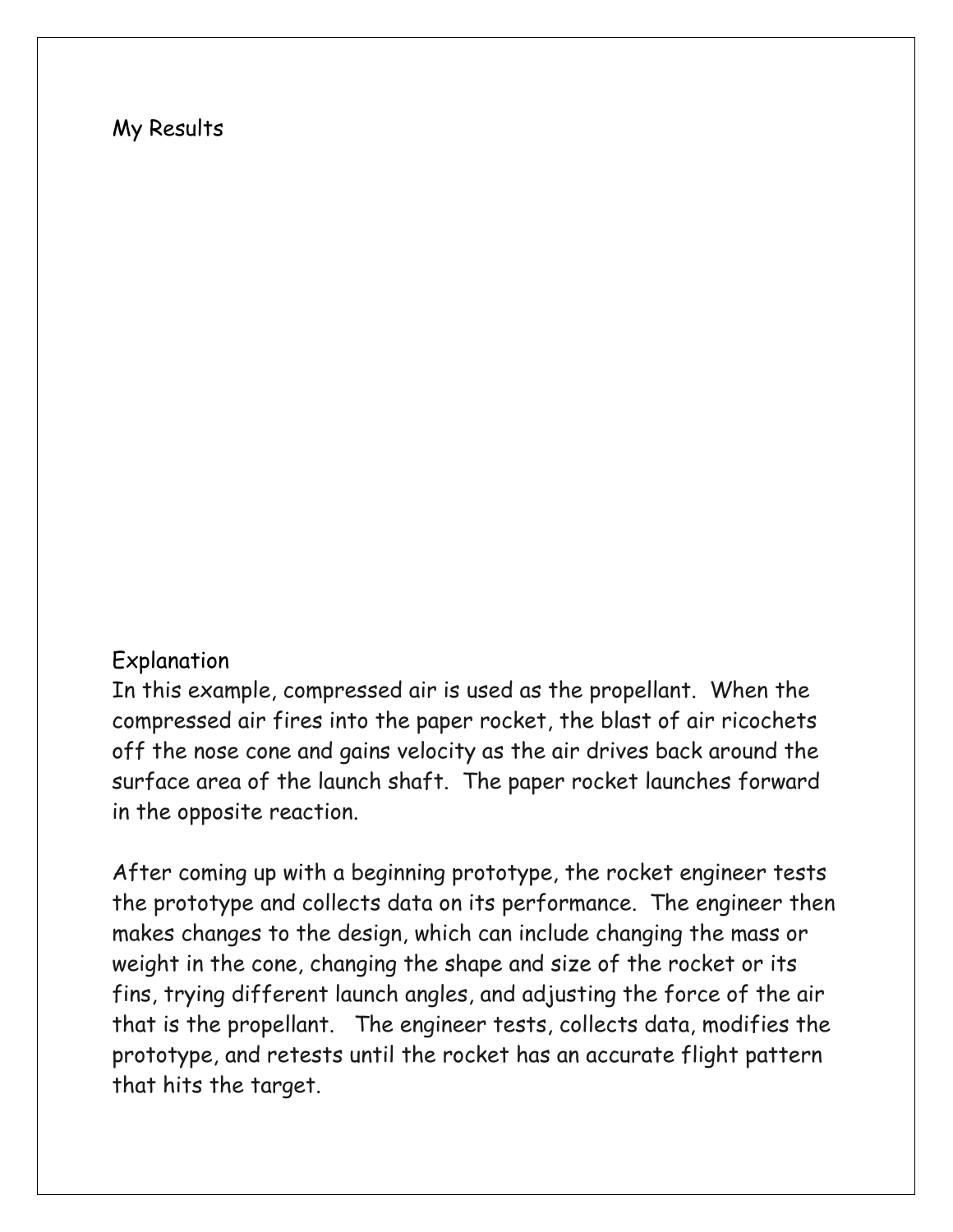## My Results

## Explanation

In this example, compressed air is used as the propellant. When the compressed air fires into the paper rocket, the blast of air ricochets off the nose cone and gains velocity as the air drives back around the surface area of the launch shaft. The paper rocket launches forward in the opposite reaction.

After coming up with a beginning prototype, the rocket engineer tests the prototype and collects data on its performance. The engineer then makes changes to the design, which can include changing the mass or weight in the cone, changing the shape and size of the rocket or its fins, trying different launch angles, and adjusting the force of the air that is the propellant. The engineer tests, collects data, modifies the prototype, and retests until the rocket has an accurate flight pattern that hits the target.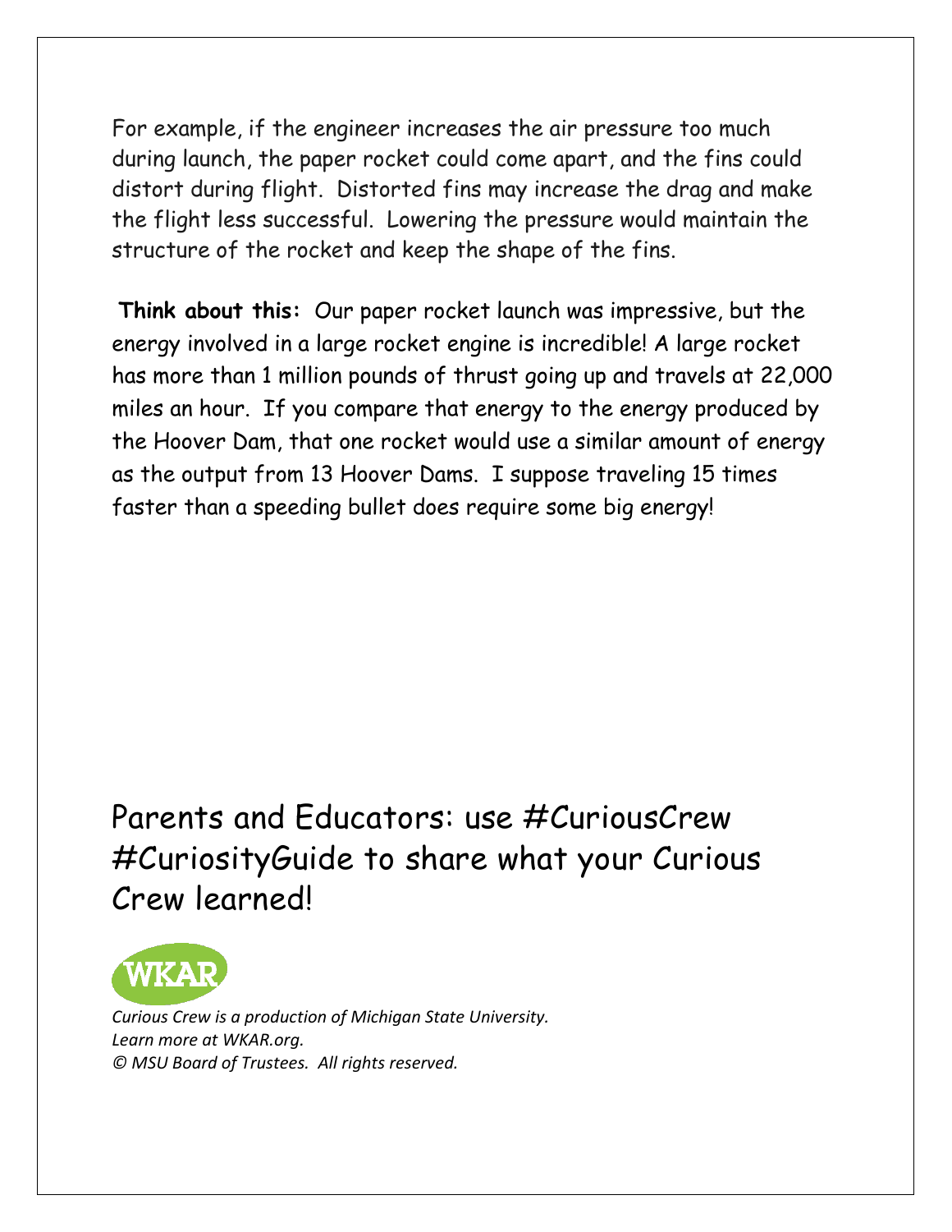For example, if the engineer increases the air pressure too much during launch, the paper rocket could come apart, and the fins could distort during flight. Distorted fins may increase the drag and make the flight less successful. Lowering the pressure would maintain the structure of the rocket and keep the shape of the fins.

**Think about this:** Our paper rocket launch was impressive, but the energy involved in a large rocket engine is incredible! A large rocket has more than 1 million pounds of thrust going up and travels at 22,000 miles an hour. If you compare that energy to the energy produced by the Hoover Dam, that one rocket would use a similar amount of energy as the output from 13 Hoover Dams. I suppose traveling 15 times faster than a speeding bullet does require some big energy!

## Parents and Educators: use #CuriousCrew #CuriosityGuide to share what your Curious Crew learned!

WKAR

*Curious Crew is a production of Michigan State University.*
*Learn more at WKAR.org.*
*© MSU Board of Trustees. All rights reserved.*